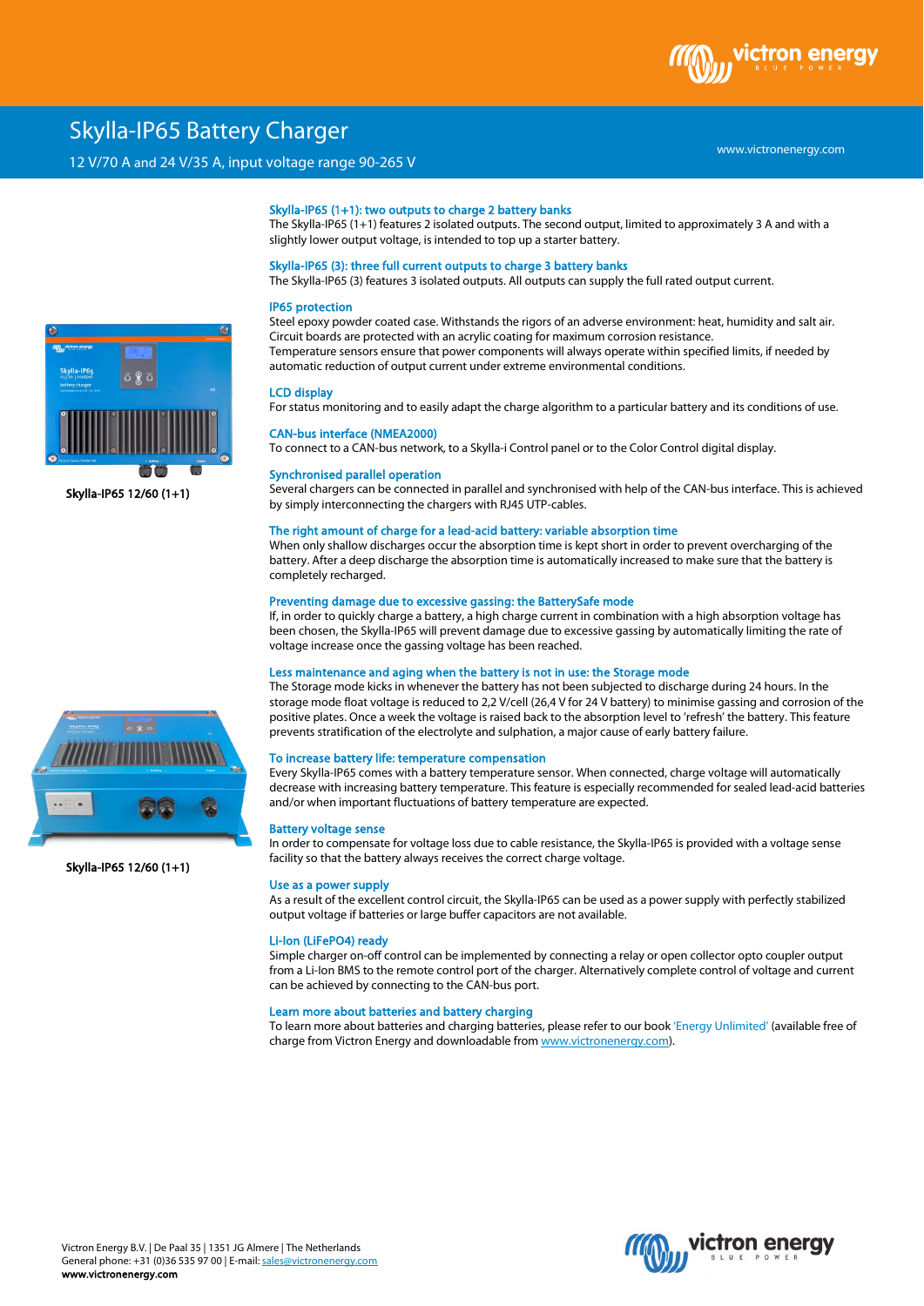# Skylla-IP65 Battery Charger

12 V/70 A and 24 V/35 A, input voltage range 90-265 V

www.victronenergy.com

Skylla-IP65 12/60 (1+1)

Skylla-IP65 12/60 (1+1)

### Skylla-IP65 (1+1): two outputs to charge 2 battery banks

The Skylla-IP65 (1+1) features 2 isolated outputs. The second output, limited to approximately 3 A and with a slightly lower output voltage, is intended to top up a starter battery.

### Skylla-IP65 (3): three full current outputs to charge 3 battery banks

The Skylla-IP65 (3) features 3 isolated outputs. All outputs can supply the full rated output current.

### IP65 protection

Steel epoxy powder coated case. Withstands the rigors of an adverse environment: heat, humidity and salt air. Circuit boards are protected with an acrylic coating for maximum corrosion resistance.
Temperature sensors ensure that power components will always operate within specified limits, if needed by automatic reduction of output current under extreme environmental conditions.

### LCD display

For status monitoring and to easily adapt the charge algorithm to a particular battery and its conditions of use.

### CAN-bus interface (NMEA2000)

To connect to a CAN-bus network, to a Skylla-i Control panel or to the Color Control digital display.

### Synchronised parallel operation

Several chargers can be connected in parallel and synchronised with help of the CAN-bus interface. This is achieved by simply interconnecting the chargers with RJ45 UTP-cables.

### The right amount of charge for a lead-acid battery: variable absorption time

When only shallow discharges occur the absorption time is kept short in order to prevent overcharging of the battery. After a deep discharge the absorption time is automatically increased to make sure that the battery is completely recharged.

### Preventing damage due to excessive gassing: the BatterySafe mode

If, in order to quickly charge a battery, a high charge current in combination with a high absorption voltage has been chosen, the Skylla-IP65 will prevent damage due to excessive gassing by automatically limiting the rate of voltage increase once the gassing voltage has been reached.

### Less maintenance and aging when the battery is not in use: the Storage mode

The Storage mode kicks in whenever the battery has not been subjected to discharge during 24 hours. In the storage mode float voltage is reduced to 2,2 V/cell (26,4 V for 24 V battery) to minimise gassing and corrosion of the positive plates. Once a week the voltage is raised back to the absorption level to 'refresh' the battery. This feature prevents stratification of the electrolyte and sulphation, a major cause of early battery failure.

### To increase battery life: temperature compensation

Every Skylla-IP65 comes with a battery temperature sensor. When connected, charge voltage will automatically decrease with increasing battery temperature. This feature is especially recommended for sealed lead-acid batteries and/or when important fluctuations of battery temperature are expected.

### Battery voltage sense

In order to compensate for voltage loss due to cable resistance, the Skylla-IP65 is provided with a voltage sense facility so that the battery always receives the correct charge voltage.

### Use as a power supply

As a result of the excellent control circuit, the Skylla-IP65 can be used as a power supply with perfectly stabilized output voltage if batteries or large buffer capacitors are not available.

### Li-Ion (LiFePO4) ready

Simple charger on-off control can be implemented by connecting a relay or open collector opto coupler output from a Li-Ion BMS to the remote control port of the charger. Alternatively complete control of voltage and current can be achieved by connecting to the CAN-bus port.

### Learn more about batteries and battery charging

To learn more about batteries and charging batteries, please refer to our book 'Energy Unlimited' (available free of charge from Victron Energy and downloadable from www.victronenergy.com).

Victron Energy B.V. | De Paal 35 | 1351 JG Almere | The Netherlands
General phone: +31 (0)36 535 97 00 | E-mail: sales@victronenergy.com
**www.victronenergy.com**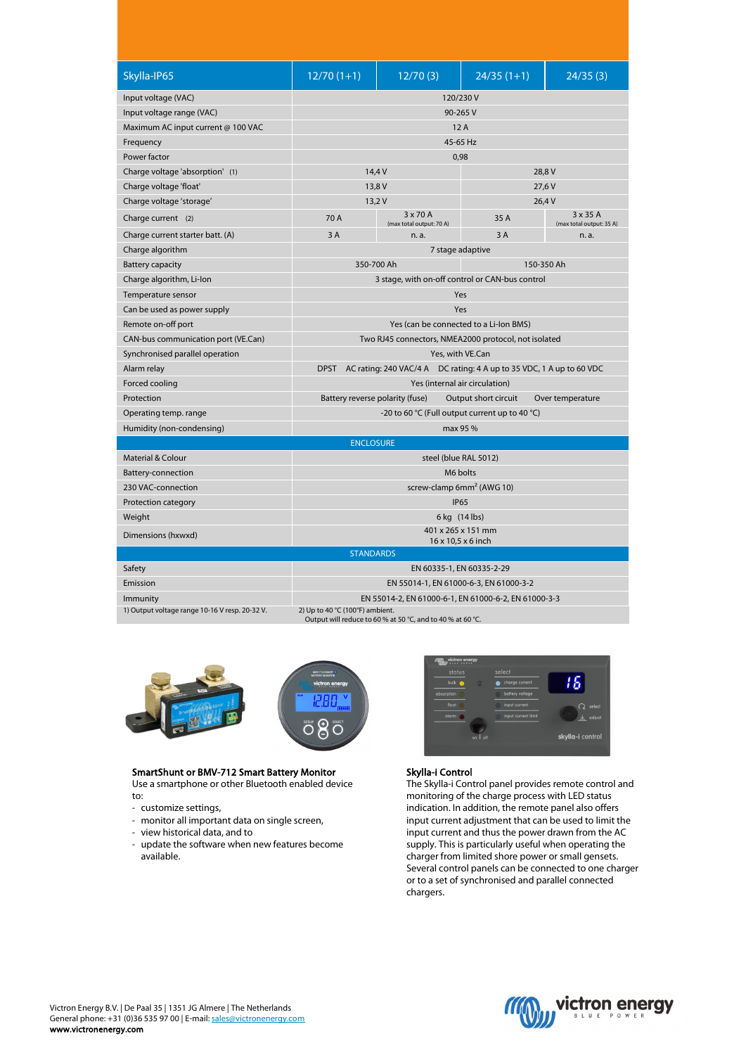| Skylla-IP65 | 12/70 (1+1) | 12/70 (3) | 24/35 (1+1) | 24/35 (3) |
|---|---|---|---|---|
| Input voltage (VAC) | 120/230 V | | | |
| Input voltage range (VAC) | 90-265 V | | | |
| Maximum AC input current @ 100 VAC | 12 A | | | |
| Frequency | 45-65 Hz | | | |
| Power factor | 0,98 | | | |
| Charge voltage 'absorption' (1) | 14,4 V | | 28,8 V | |
| Charge voltage 'float' | 13,8 V | | 27,6 V | |
| Charge voltage 'storage' | 13,2 V | | 26,4 V | |
| Charge current (2) | 70 A | 3 x 70 A (max total output: 70 A) | 35 A | 3 x 35 A (max total output: 35 A) |
| Charge current starter batt. (A) | 3 A | n. a. | 3 A | n. a. |
| Charge algorithm | 7 stage adaptive | | | |
| Battery capacity | 350-700 Ah | | 150-350 Ah | |
| Charge algorithm, Li-Ion | 3 stage, with on-off control or CAN-bus control | | | |
| Temperature sensor | Yes | | | |
| Can be used as power supply | Yes | | | |
| Remote on-off port | Yes (can be connected to a Li-Ion BMS) | | | |
| CAN-bus communication port (VE.Can) | Two RJ45 connectors, NMEA2000 protocol, not isolated | | | |
| Synchronised parallel operation | Yes, with VE.Can | | | |
| Alarm relay | DPST AC rating: 240 VAC/4 A DC rating: 4 A up to 35 VDC, 1 A up to 60 VDC | | | |
| Forced cooling | Yes (internal air circulation) | | | |
| Protection | Battery reverse polarity (fuse) Output short circuit Over temperature | | | |
| Operating temp. range | -20 to 60 °C (Full output current up to 40 °C) | | | |
| Humidity (non-condensing) | max 95 % | | | |
| **ENCLOSURE** | | | | |
| Material & Colour | steel (blue RAL 5012) | | | |
| Battery-connection | M6 bolts | | | |
| 230 VAC-connection | screw-clamp 6mm² (AWG 10) | | | |
| Protection category | IP65 | | | |
| Weight | 6 kg (14 lbs) | | | |
| Dimensions (hxwxd) | 401 x 265 x 151 mm<br>16 x 10,5 x 6 inch | | | |
| **STANDARDS** | | | | |
| Safety | EN 60335-1, EN 60335-2-29 | | | |
| Emission | EN 55014-1, EN 61000-6-3, EN 61000-3-2 | | | |
| Immunity | EN 55014-2, EN 61000-6-1, EN 61000-6-2, EN 61000-3-3 | | | |

1) Output voltage range 10-16 V resp. 20-32 V.

2) Up to 40 °C (100°F) ambient.
Output will reduce to 60 % at 50 °C, and to 40 % at 60 °C.

**SmartShunt or BMV-712 Smart Battery Monitor**

Use a smartphone or other Bluetooth enabled device to:

- customize settings,
- monitor all important data on single screen,
- view historical data, and to
- update the software when new features become available.

**Skylla-i Control**

The Skylla-i Control panel provides remote control and monitoring of the charge process with LED status indication. In addition, the remote panel also offers input current adjustment that can be used to limit the input current and thus the power drawn from the AC supply. This is particularly useful when operating the charger from limited shore power or small gensets. Several control panels can be connected to one charger or to a set of synchronised and parallel connected chargers.

Victron Energy B.V. | De Paal 35 | 1351 JG Almere | The Netherlands
General phone: +31 (0)36 535 97 00 | E-mail: sales@victronenergy.com
**www.victronenergy.com**